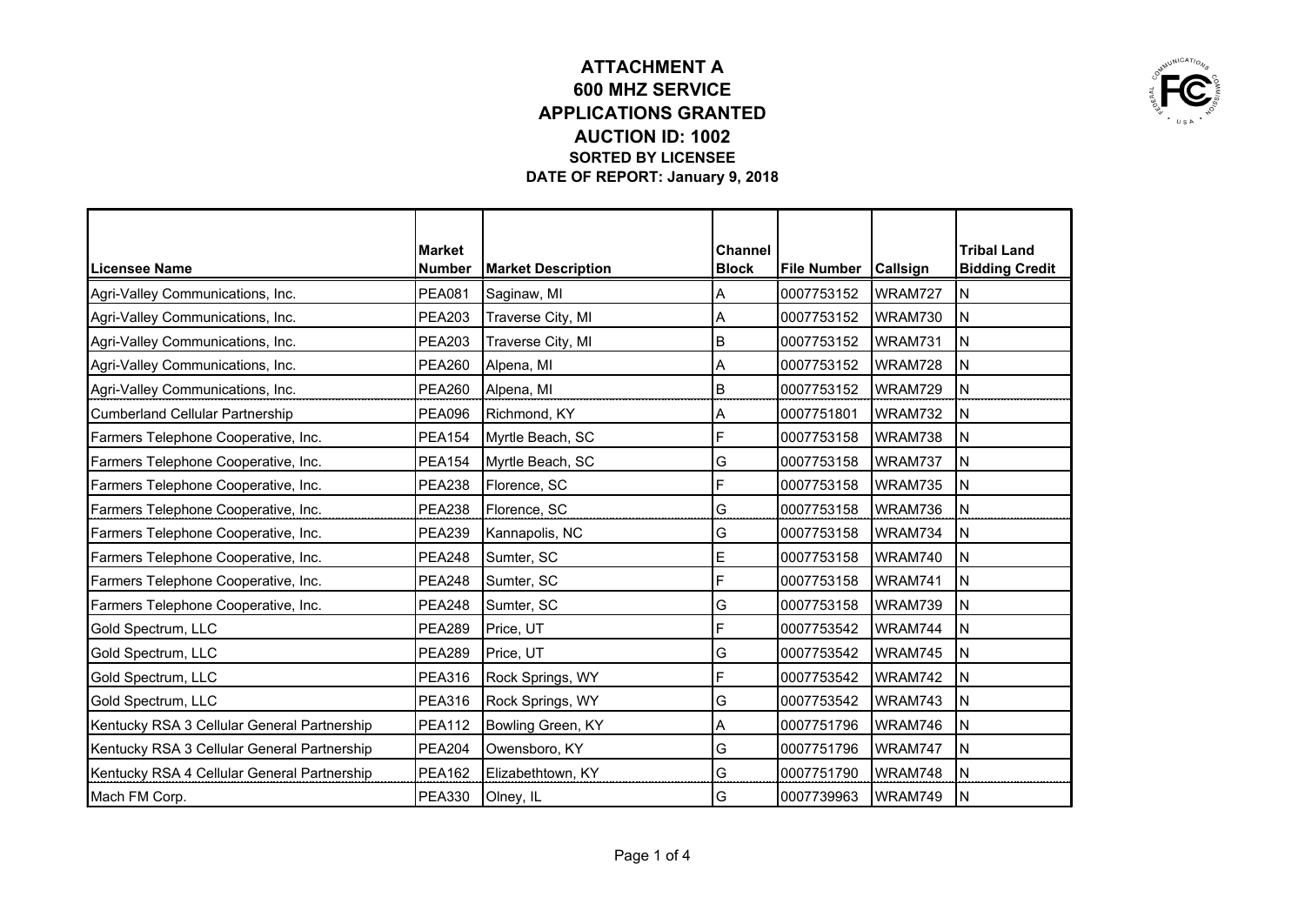# ATTACHMENT A
## 600 MHZ SERVICE
## APPLICATIONS GRANTED
## AUCTION ID: 1002
### SORTED BY LICENSEE
### DATE OF REPORT: January 9, 2018

| Licensee Name | Market Number | Market Description | Channel Block | File Number | Callsign | Tribal Land Bidding Credit |
|---|---|---|---|---|---|---|
| Agri-Valley Communications, Inc. | PEA081 | Saginaw, MI | A | 0007753152 | WRAM727 | N |
| Agri-Valley Communications, Inc. | PEA203 | Traverse City, MI | A | 0007753152 | WRAM730 | N |
| Agri-Valley Communications, Inc. | PEA203 | Traverse City, MI | B | 0007753152 | WRAM731 | N |
| Agri-Valley Communications, Inc. | PEA260 | Alpena, MI | A | 0007753152 | WRAM728 | N |
| Agri-Valley Communications, Inc. | PEA260 | Alpena, MI | B | 0007753152 | WRAM729 | N |
| Cumberland Cellular Partnership | PEA096 | Richmond, KY | A | 0007751801 | WRAM732 | N |
| Farmers Telephone Cooperative, Inc. | PEA154 | Myrtle Beach, SC | F | 0007753158 | WRAM738 | N |
| Farmers Telephone Cooperative, Inc. | PEA154 | Myrtle Beach, SC | G | 0007753158 | WRAM737 | N |
| Farmers Telephone Cooperative, Inc. | PEA238 | Florence, SC | F | 0007753158 | WRAM735 | N |
| Farmers Telephone Cooperative, Inc. | PEA238 | Florence, SC | G | 0007753158 | WRAM736 | N |
| Farmers Telephone Cooperative, Inc. | PEA239 | Kannapolis, NC | G | 0007753158 | WRAM734 | N |
| Farmers Telephone Cooperative, Inc. | PEA248 | Sumter, SC | E | 0007753158 | WRAM740 | N |
| Farmers Telephone Cooperative, Inc. | PEA248 | Sumter, SC | F | 0007753158 | WRAM741 | N |
| Farmers Telephone Cooperative, Inc. | PEA248 | Sumter, SC | G | 0007753158 | WRAM739 | N |
| Gold Spectrum, LLC | PEA289 | Price, UT | F | 0007753542 | WRAM744 | N |
| Gold Spectrum, LLC | PEA289 | Price, UT | G | 0007753542 | WRAM745 | N |
| Gold Spectrum, LLC | PEA316 | Rock Springs, WY | F | 0007753542 | WRAM742 | N |
| Gold Spectrum, LLC | PEA316 | Rock Springs, WY | G | 0007753542 | WRAM743 | N |
| Kentucky RSA 3 Cellular General Partnership | PEA112 | Bowling Green, KY | A | 0007751796 | WRAM746 | N |
| Kentucky RSA 3 Cellular General Partnership | PEA204 | Owensboro, KY | G | 0007751796 | WRAM747 | N |
| Kentucky RSA 4 Cellular General Partnership | PEA162 | Elizabethtown, KY | G | 0007751790 | WRAM748 | N |
| Mach FM Corp. | PEA330 | Olney, IL | G | 0007739963 | WRAM749 | N |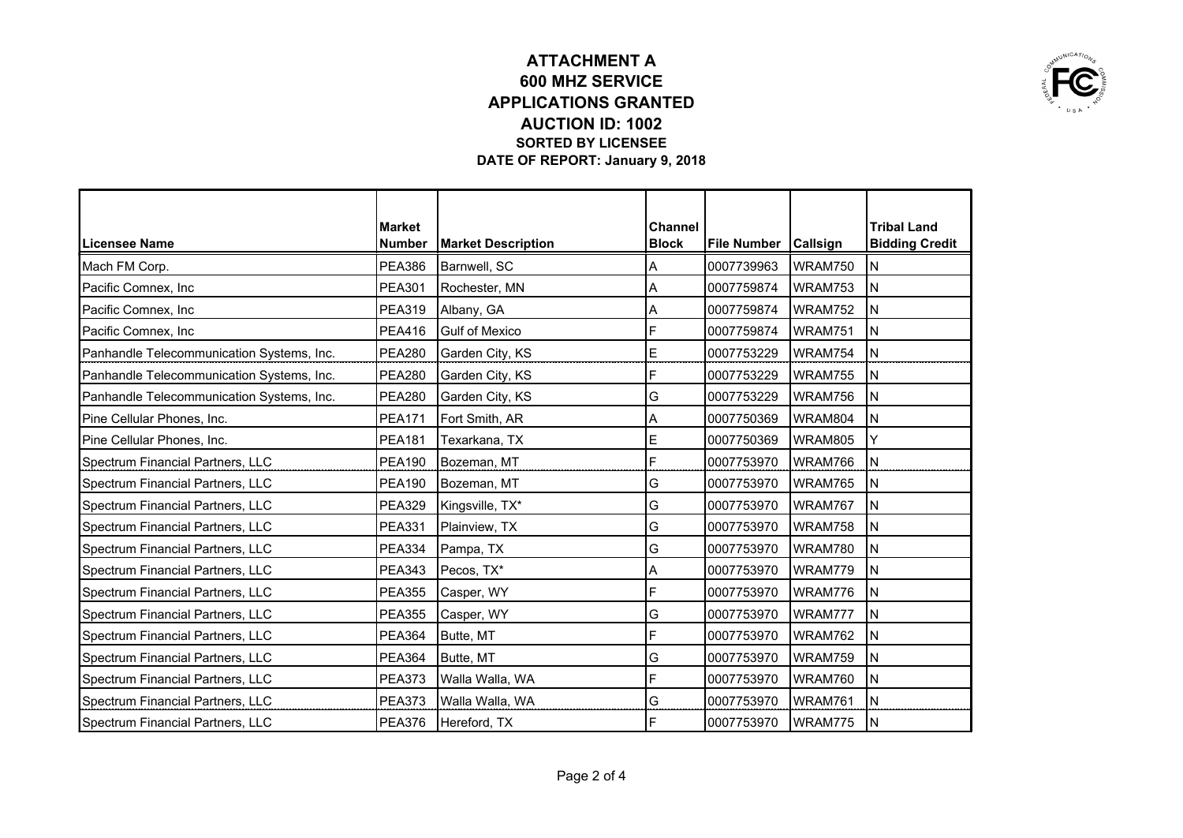# ATTACHMENT A
## 600 MHZ SERVICE
## APPLICATIONS GRANTED
## AUCTION ID: 1002
### SORTED BY LICENSEE
### DATE OF REPORT: January 9, 2018

| Licensee Name | Market Number | Market Description | Channel Block | File Number | Callsign | Tribal Land Bidding Credit |
|---|---|---|---|---|---|---|
| Mach FM Corp. | PEA386 | Barnwell, SC | A | 0007739963 | WRAM750 | N |
| Pacific Comnex, Inc | PEA301 | Rochester, MN | A | 0007759874 | WRAM753 | N |
| Pacific Comnex, Inc | PEA319 | Albany, GA | A | 0007759874 | WRAM752 | N |
| Pacific Comnex, Inc | PEA416 | Gulf of Mexico | F | 0007759874 | WRAM751 | N |
| Panhandle Telecommunication Systems, Inc. | PEA280 | Garden City, KS | E | 0007753229 | WRAM754 | N |
| Panhandle Telecommunication Systems, Inc. | PEA280 | Garden City, KS | F | 0007753229 | WRAM755 | N |
| Panhandle Telecommunication Systems, Inc. | PEA280 | Garden City, KS | G | 0007753229 | WRAM756 | N |
| Pine Cellular Phones, Inc. | PEA171 | Fort Smith, AR | A | 0007750369 | WRAM804 | N |
| Pine Cellular Phones, Inc. | PEA181 | Texarkana, TX | E | 0007750369 | WRAM805 | Y |
| Spectrum Financial Partners, LLC | PEA190 | Bozeman, MT | F | 0007753970 | WRAM766 | N |
| Spectrum Financial Partners, LLC | PEA190 | Bozeman, MT | G | 0007753970 | WRAM765 | N |
| Spectrum Financial Partners, LLC | PEA329 | Kingsville, TX* | G | 0007753970 | WRAM767 | N |
| Spectrum Financial Partners, LLC | PEA331 | Plainview, TX | G | 0007753970 | WRAM758 | N |
| Spectrum Financial Partners, LLC | PEA334 | Pampa, TX | G | 0007753970 | WRAM780 | N |
| Spectrum Financial Partners, LLC | PEA343 | Pecos, TX* | A | 0007753970 | WRAM779 | N |
| Spectrum Financial Partners, LLC | PEA355 | Casper, WY | F | 0007753970 | WRAM776 | N |
| Spectrum Financial Partners, LLC | PEA355 | Casper, WY | G | 0007753970 | WRAM777 | N |
| Spectrum Financial Partners, LLC | PEA364 | Butte, MT | F | 0007753970 | WRAM762 | N |
| Spectrum Financial Partners, LLC | PEA364 | Butte, MT | G | 0007753970 | WRAM759 | N |
| Spectrum Financial Partners, LLC | PEA373 | Walla Walla, WA | F | 0007753970 | WRAM760 | N |
| Spectrum Financial Partners, LLC | PEA373 | Walla Walla, WA | G | 0007753970 | WRAM761 | N |
| Spectrum Financial Partners, LLC | PEA376 | Hereford, TX | F | 0007753970 | WRAM775 | N |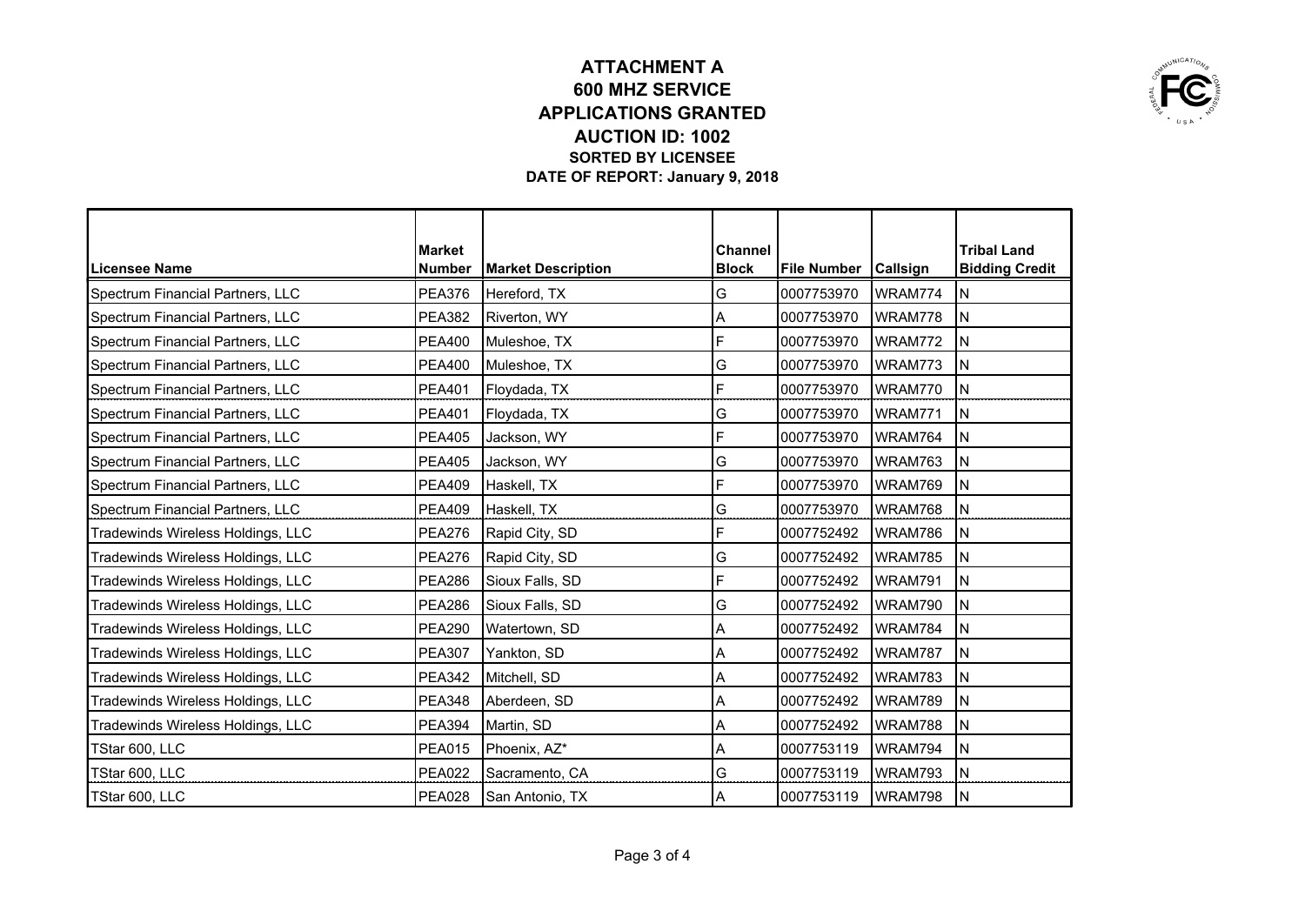# ATTACHMENT A
## 600 MHZ SERVICE
## APPLICATIONS GRANTED
## AUCTION ID: 1002
### SORTED BY LICENSEE
### DATE OF REPORT: January 9, 2018

| Licensee Name | Market Number | Market Description | Channel Block | File Number | Callsign | Tribal Land Bidding Credit |
|---|---|---|---|---|---|---|
| Spectrum Financial Partners, LLC | PEA376 | Hereford, TX | G | 0007753970 | WRAM774 | N |
| Spectrum Financial Partners, LLC | PEA382 | Riverton, WY | A | 0007753970 | WRAM778 | N |
| Spectrum Financial Partners, LLC | PEA400 | Muleshoe, TX | F | 0007753970 | WRAM772 | N |
| Spectrum Financial Partners, LLC | PEA400 | Muleshoe, TX | G | 0007753970 | WRAM773 | N |
| Spectrum Financial Partners, LLC | PEA401 | Floydada, TX | F | 0007753970 | WRAM770 | N |
| Spectrum Financial Partners, LLC | PEA401 | Floydada, TX | G | 0007753970 | WRAM771 | N |
| Spectrum Financial Partners, LLC | PEA405 | Jackson, WY | F | 0007753970 | WRAM764 | N |
| Spectrum Financial Partners, LLC | PEA405 | Jackson, WY | G | 0007753970 | WRAM763 | N |
| Spectrum Financial Partners, LLC | PEA409 | Haskell, TX | F | 0007753970 | WRAM769 | N |
| Spectrum Financial Partners, LLC | PEA409 | Haskell, TX | G | 0007753970 | WRAM768 | N |
| Tradewinds Wireless Holdings, LLC | PEA276 | Rapid City, SD | F | 0007752492 | WRAM786 | N |
| Tradewinds Wireless Holdings, LLC | PEA276 | Rapid City, SD | G | 0007752492 | WRAM785 | N |
| Tradewinds Wireless Holdings, LLC | PEA286 | Sioux Falls, SD | F | 0007752492 | WRAM791 | N |
| Tradewinds Wireless Holdings, LLC | PEA286 | Sioux Falls, SD | G | 0007752492 | WRAM790 | N |
| Tradewinds Wireless Holdings, LLC | PEA290 | Watertown, SD | A | 0007752492 | WRAM784 | N |
| Tradewinds Wireless Holdings, LLC | PEA307 | Yankton, SD | A | 0007752492 | WRAM787 | N |
| Tradewinds Wireless Holdings, LLC | PEA342 | Mitchell, SD | A | 0007752492 | WRAM783 | N |
| Tradewinds Wireless Holdings, LLC | PEA348 | Aberdeen, SD | A | 0007752492 | WRAM789 | N |
| Tradewinds Wireless Holdings, LLC | PEA394 | Martin, SD | A | 0007752492 | WRAM788 | N |
| TStar 600, LLC | PEA015 | Phoenix, AZ* | A | 0007753119 | WRAM794 | N |
| TStar 600, LLC | PEA022 | Sacramento, CA | G | 0007753119 | WRAM793 | N |
| TStar 600, LLC | PEA028 | San Antonio, TX | A | 0007753119 | WRAM798 | N |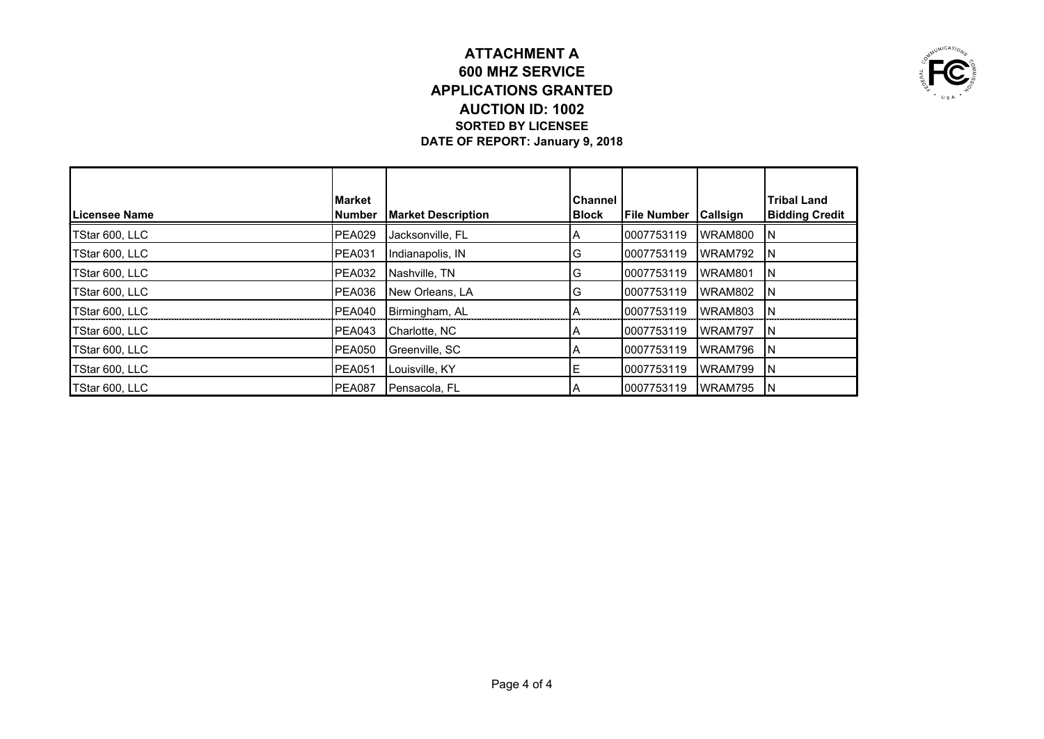# ATTACHMENT A
## 600 MHZ SERVICE
## APPLICATIONS GRANTED
## AUCTION ID: 1002
### SORTED BY LICENSEE
### DATE OF REPORT: January 9, 2018

| Licensee Name | Market Number | Market Description | Channel Block | File Number | Callsign | Tribal Land Bidding Credit |
|---|---|---|---|---|---|---|
| TStar 600, LLC | PEA029 | Jacksonville, FL | A | 0007753119 | WRAM800 | N |
| TStar 600, LLC | PEA031 | Indianapolis, IN | G | 0007753119 | WRAM792 | N |
| TStar 600, LLC | PEA032 | Nashville, TN | G | 0007753119 | WRAM801 | N |
| TStar 600, LLC | PEA036 | New Orleans, LA | G | 0007753119 | WRAM802 | N |
| TStar 600, LLC | PEA040 | Birmingham, AL | A | 0007753119 | WRAM803 | N |
| TStar 600, LLC | PEA043 | Charlotte, NC | A | 0007753119 | WRAM797 | N |
| TStar 600, LLC | PEA050 | Greenville, SC | A | 0007753119 | WRAM796 | N |
| TStar 600, LLC | PEA051 | Louisville, KY | E | 0007753119 | WRAM799 | N |
| TStar 600, LLC | PEA087 | Pensacola, FL | A | 0007753119 | WRAM795 | N |